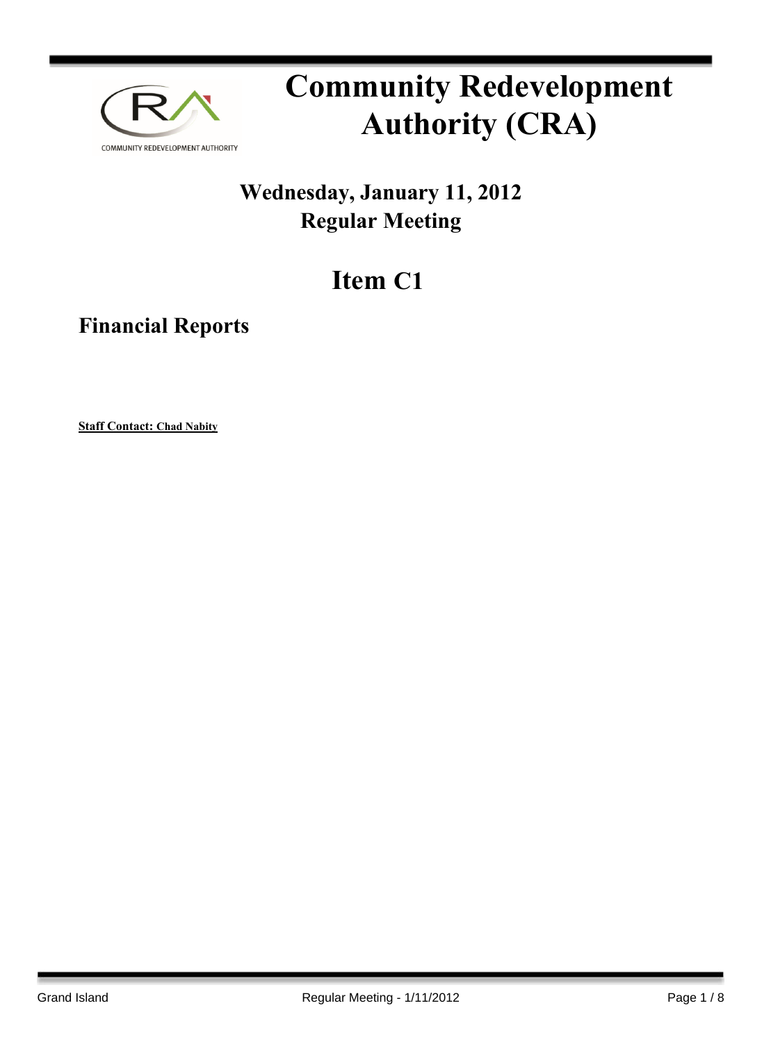# Community Redevelopment Authority (CRA)

## Wednesday, January 11, 2012
## Regular Meeting

# Item C1

## Financial Reports

**Staff Contact: Chad Nabity**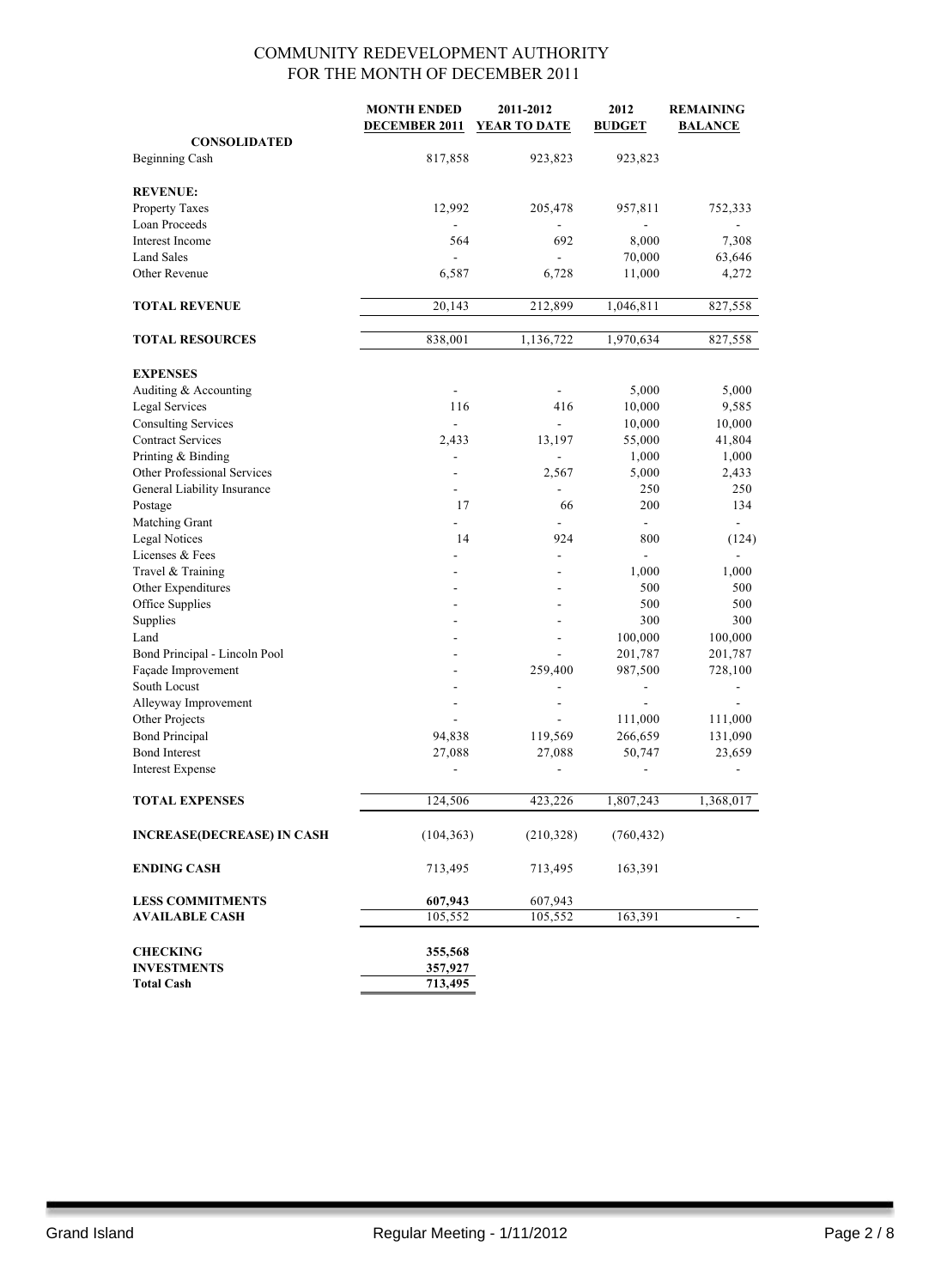# COMMUNITY REDEVELOPMENT AUTHORITY
## FOR THE MONTH OF DECEMBER 2011

| | MONTH ENDED DECEMBER 2011 | 2011-2012 YEAR TO DATE | 2012 BUDGET | REMAINING BALANCE |
|---|---|---|---|---|
| **CONSOLIDATED** | | | | |
| Beginning Cash | 817,858 | 923,823 | 923,823 | |
| **REVENUE:** | | | | |
| Property Taxes | 12,992 | 205,478 | 957,811 | 752,333 |
| Loan Proceeds | - | - | - | - |
| Interest Income | 564 | 692 | 8,000 | 7,308 |
| Land Sales | - | - | 70,000 | 63,646 |
| Other Revenue | 6,587 | 6,728 | 11,000 | 4,272 |
| **TOTAL REVENUE** | 20,143 | 212,899 | 1,046,811 | 827,558 |
| **TOTAL RESOURCES** | 838,001 | 1,136,722 | 1,970,634 | 827,558 |
| **EXPENSES** | | | | |
| Auditing & Accounting | - | - | 5,000 | 5,000 |
| Legal Services | 116 | 416 | 10,000 | 9,585 |
| Consulting Services | - | - | 10,000 | 10,000 |
| Contract Services | 2,433 | 13,197 | 55,000 | 41,804 |
| Printing & Binding | - | - | 1,000 | 1,000 |
| Other Professional Services | - | 2,567 | 5,000 | 2,433 |
| General Liability Insurance | - | - | 250 | 250 |
| Postage | 17 | 66 | 200 | 134 |
| Matching Grant | - | - | - | - |
| Legal Notices | 14 | 924 | 800 | (124) |
| Licenses & Fees | - | - | - | - |
| Travel & Training | - | - | 1,000 | 1,000 |
| Other Expenditures | - | - | 500 | 500 |
| Office Supplies | - | - | 500 | 500 |
| Supplies | - | - | 300 | 300 |
| Land | - | - | 100,000 | 100,000 |
| Bond Principal - Lincoln Pool | - | - | 201,787 | 201,787 |
| Façade Improvement | - | 259,400 | 987,500 | 728,100 |
| South Locust | - | - | - | - |
| Alleyway Improvement | - | - | - | - |
| Other Projects | - | - | 111,000 | 111,000 |
| Bond Principal | 94,838 | 119,569 | 266,659 | 131,090 |
| Bond Interest | 27,088 | 27,088 | 50,747 | 23,659 |
| Interest Expense | - | - | - | - |
| **TOTAL EXPENSES** | 124,506 | 423,226 | 1,807,243 | 1,368,017 |
| **INCREASE(DECREASE) IN CASH** | (104,363) | (210,328) | (760,432) | |
| **ENDING CASH** | 713,495 | 713,495 | 163,391 | |
| **LESS COMMITMENTS** | **607,943** | 607,943 | | |
| **AVAILABLE CASH** | 105,552 | 105,552 | 163,391 | - |
| **CHECKING** | **355,568** | | | |
| **INVESTMENTS** | **357,927** | | | |
| **Total Cash** | **713,495** | | | |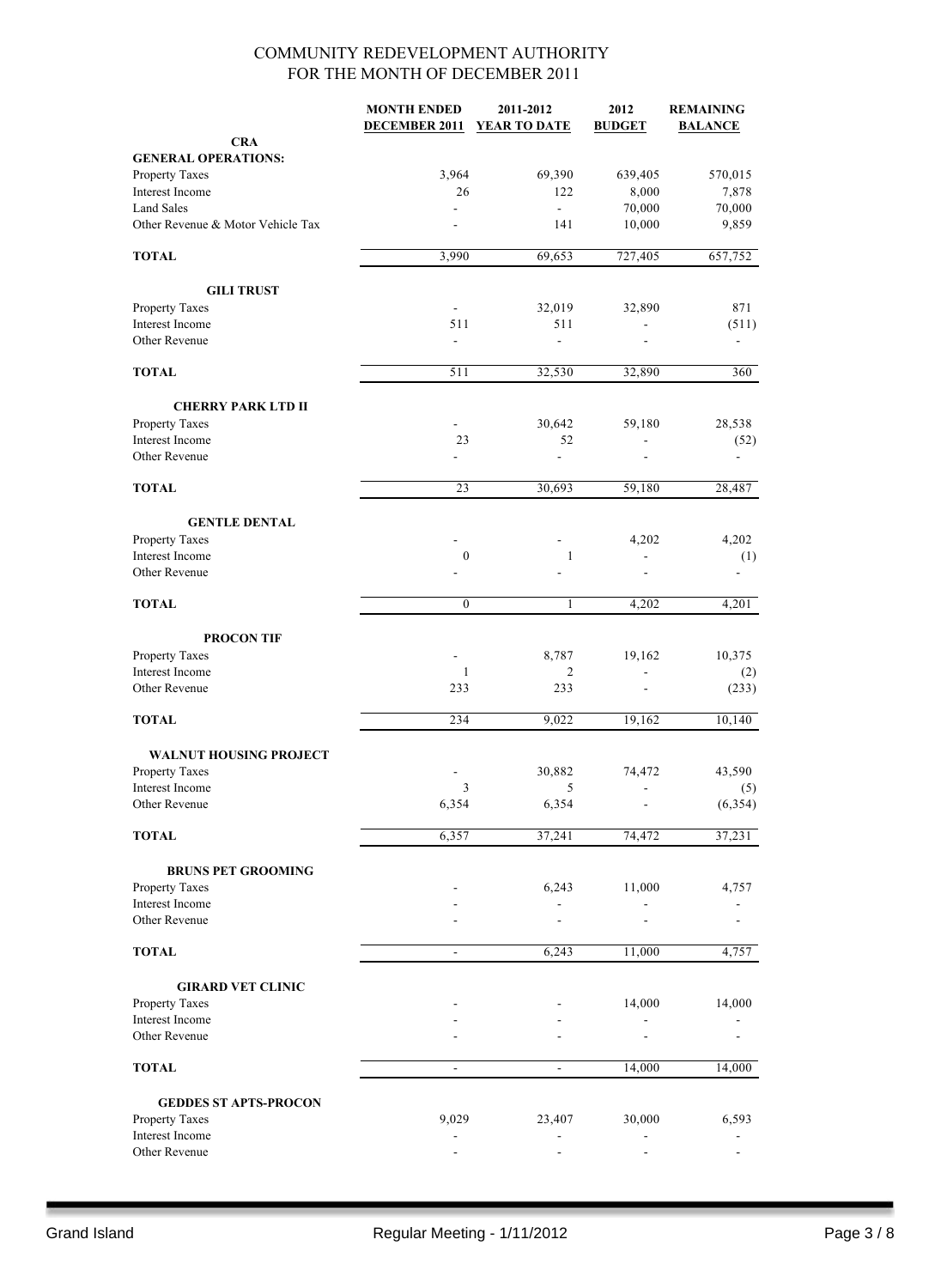# COMMUNITY REDEVELOPMENT AUTHORITY
## FOR THE MONTH OF DECEMBER 2011

| | MONTH ENDED DECEMBER 2011 | 2011-2012 YEAR TO DATE | 2012 BUDGET | REMAINING BALANCE |
|---|---|---|---|---|
| **CRA** | | | | |
| **GENERAL OPERATIONS:** | | | | |
| Property Taxes | 3,964 | 69,390 | 639,405 | 570,015 |
| Interest Income | 26 | 122 | 8,000 | 7,878 |
| Land Sales | - | - | 70,000 | 70,000 |
| Other Revenue & Motor Vehicle Tax | - | 141 | 10,000 | 9,859 |
| **TOTAL** | 3,990 | 69,653 | 727,405 | 657,752 |
| **GILI TRUST** | | | | |
| Property Taxes | - | 32,019 | 32,890 | 871 |
| Interest Income | 511 | 511 | - | (511) |
| Other Revenue | - | - | - | - |
| **TOTAL** | 511 | 32,530 | 32,890 | 360 |
| **CHERRY PARK LTD II** | | | | |
| Property Taxes | - | 30,642 | 59,180 | 28,538 |
| Interest Income | 23 | 52 | - | (52) |
| Other Revenue | - | - | - | - |
| **TOTAL** | 23 | 30,693 | 59,180 | 28,487 |
| **GENTLE DENTAL** | | | | |
| Property Taxes | - | - | 4,202 | 4,202 |
| Interest Income | 0 | 1 | - | (1) |
| Other Revenue | - | - | - | - |
| **TOTAL** | 0 | 1 | 4,202 | 4,201 |
| **PROCON TIF** | | | | |
| Property Taxes | - | 8,787 | 19,162 | 10,375 |
| Interest Income | 1 | 2 | - | (2) |
| Other Revenue | 233 | 233 | - | (233) |
| **TOTAL** | 234 | 9,022 | 19,162 | 10,140 |
| **WALNUT HOUSING PROJECT** | | | | |
| Property Taxes | - | 30,882 | 74,472 | 43,590 |
| Interest Income | 3 | 5 | - | (5) |
| Other Revenue | 6,354 | 6,354 | - | (6,354) |
| **TOTAL** | 6,357 | 37,241 | 74,472 | 37,231 |
| **BRUNS PET GROOMING** | | | | |
| Property Taxes | - | 6,243 | 11,000 | 4,757 |
| Interest Income | - | - | - | - |
| Other Revenue | - | - | - | - |
| **TOTAL** | - | 6,243 | 11,000 | 4,757 |
| **GIRARD VET CLINIC** | | | | |
| Property Taxes | - | - | 14,000 | 14,000 |
| Interest Income | - | - | - | - |
| Other Revenue | - | - | - | - |
| **TOTAL** | - | - | 14,000 | 14,000 |
| **GEDDES ST APTS-PROCON** | | | | |
| Property Taxes | 9,029 | 23,407 | 30,000 | 6,593 |
| Interest Income | - | - | - | - |
| Other Revenue | - | - | - | - |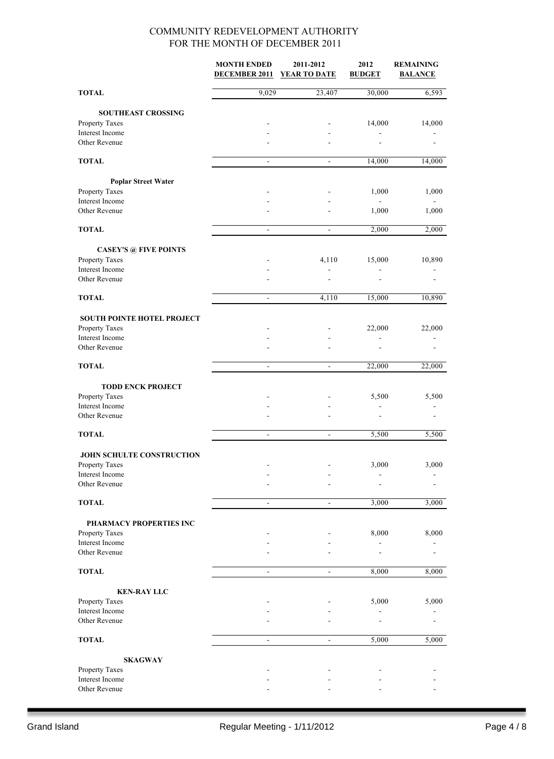# COMMUNITY REDEVELOPMENT AUTHORITY
## FOR THE MONTH OF DECEMBER 2011

| | MONTH ENDED DECEMBER 2011 | 2011-2012 YEAR TO DATE | 2012 BUDGET | REMAINING BALANCE |
|---|---|---|---|---|
| **TOTAL** | 9,029 | 23,407 | 30,000 | 6,593 |
| **SOUTHEAST CROSSING** | | | | |
| Property Taxes | - | - | 14,000 | 14,000 |
| Interest Income | - | - | - | - |
| Other Revenue | - | - | - | - |
| **TOTAL** | - | - | 14,000 | 14,000 |
| **Poplar Street Water** | | | | |
| Property Taxes | - | - | 1,000 | 1,000 |
| Interest Income | - | - | - | - |
| Other Revenue | - | - | 1,000 | 1,000 |
| **TOTAL** | - | - | 2,000 | 2,000 |
| **CASEY'S @ FIVE POINTS** | | | | |
| Property Taxes | - | 4,110 | 15,000 | 10,890 |
| Interest Income | - | - | - | - |
| Other Revenue | - | - | - | - |
| **TOTAL** | - | 4,110 | 15,000 | 10,890 |
| **SOUTH POINTE HOTEL PROJECT** | | | | |
| Property Taxes | - | - | 22,000 | 22,000 |
| Interest Income | - | - | - | - |
| Other Revenue | - | - | - | - |
| **TOTAL** | - | - | 22,000 | 22,000 |
| **TODD ENCK PROJECT** | | | | |
| Property Taxes | - | - | 5,500 | 5,500 |
| Interest Income | - | - | - | - |
| Other Revenue | - | - | - | - |
| **TOTAL** | - | - | 5,500 | 5,500 |
| **JOHN SCHULTE CONSTRUCTION** | | | | |
| Property Taxes | - | - | 3,000 | 3,000 |
| Interest Income | - | - | - | - |
| Other Revenue | - | - | - | - |
| **TOTAL** | - | - | 3,000 | 3,000 |
| **PHARMACY PROPERTIES INC** | | | | |
| Property Taxes | - | - | 8,000 | 8,000 |
| Interest Income | - | - | - | - |
| Other Revenue | - | - | - | - |
| **TOTAL** | - | - | 8,000 | 8,000 |
| **KEN-RAY LLC** | | | | |
| Property Taxes | - | - | 5,000 | 5,000 |
| Interest Income | - | - | - | - |
| Other Revenue | - | - | - | - |
| **TOTAL** | - | - | 5,000 | 5,000 |
| **SKAGWAY** | | | | |
| Property Taxes | - | - | - | - |
| Interest Income | - | - | - | - |
| Other Revenue | - | - | - | - |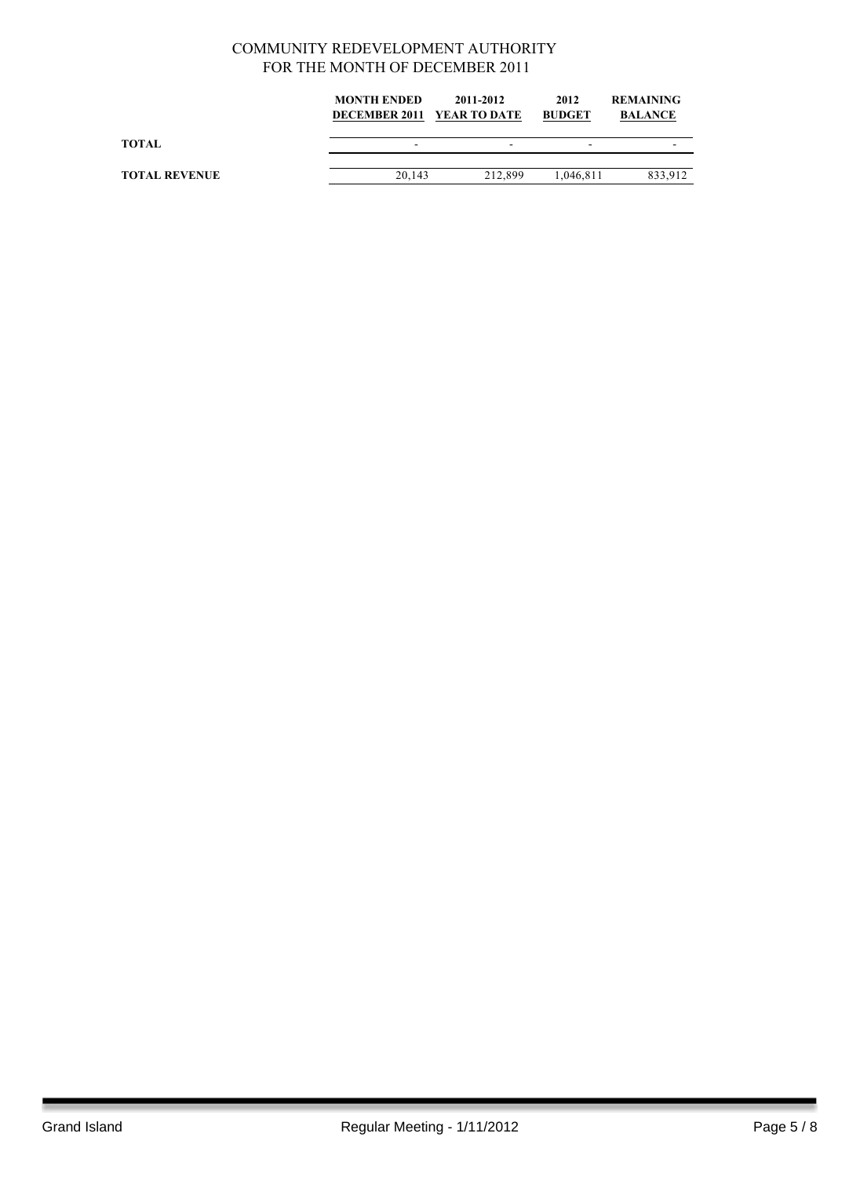COMMUNITY REDEVELOPMENT AUTHORITY
FOR THE MONTH OF DECEMBER 2011

| | MONTH ENDED DECEMBER 2011 | 2011-2012 YEAR TO DATE | 2012 BUDGET | REMAINING BALANCE |
|---|---|---|---|---|
| **TOTAL** | - | - | - | - |
| **TOTAL REVENUE** | 20,143 | 212,899 | 1,046,811 | 833,912 |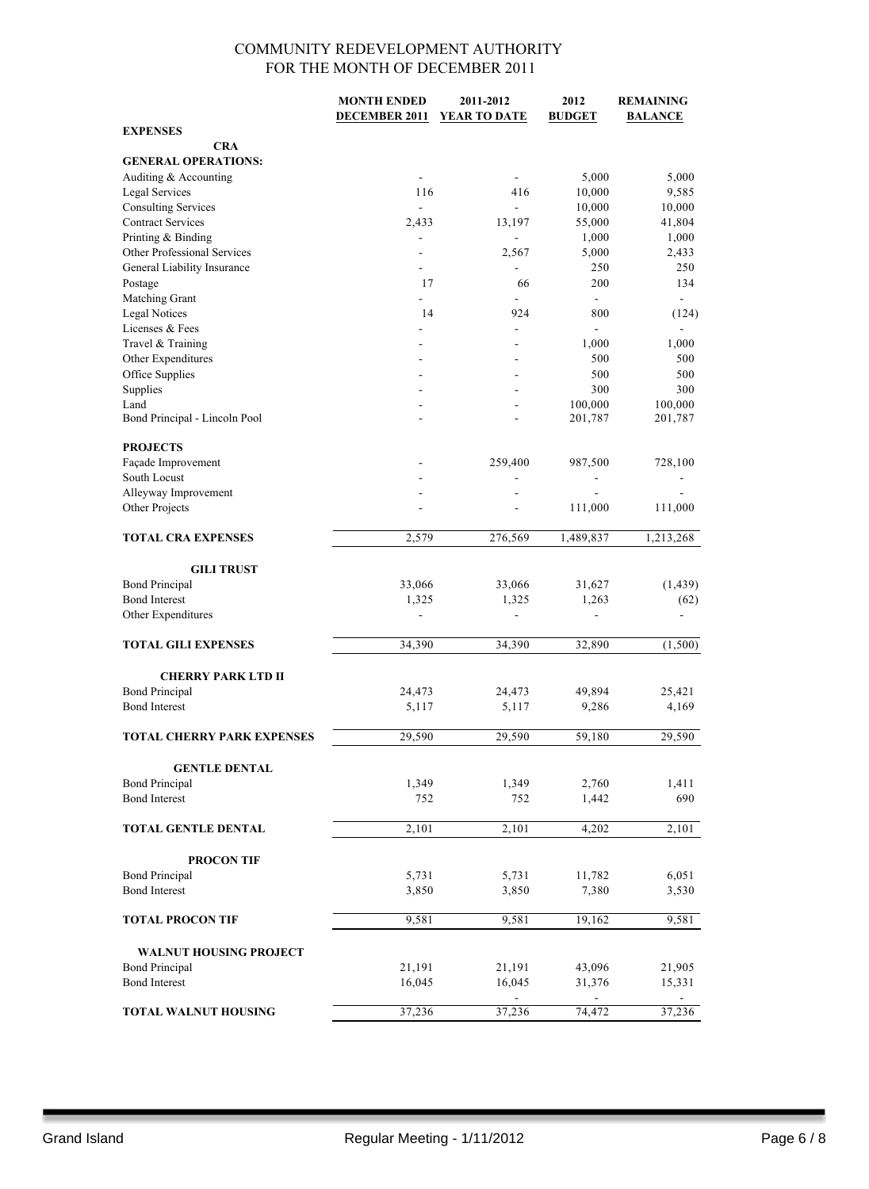# COMMUNITY REDEVELOPMENT AUTHORITY
## FOR THE MONTH OF DECEMBER 2011

| | MONTH ENDED DECEMBER 2011 | 2011-2012 YEAR TO DATE | 2012 BUDGET | REMAINING BALANCE |
|---|---|---|---|---|
| **EXPENSES** | | | | |
| **CRA** | | | | |
| **GENERAL OPERATIONS:** | | | | |
| Auditing & Accounting | - | - | 5,000 | 5,000 |
| Legal Services | 116 | 416 | 10,000 | 9,585 |
| Consulting Services | - | - | 10,000 | 10,000 |
| Contract Services | 2,433 | 13,197 | 55,000 | 41,804 |
| Printing & Binding | - | - | 1,000 | 1,000 |
| Other Professional Services | - | 2,567 | 5,000 | 2,433 |
| General Liability Insurance | - | - | 250 | 250 |
| Postage | 17 | 66 | 200 | 134 |
| Matching Grant | - | - | - | - |
| Legal Notices | 14 | 924 | 800 | (124) |
| Licenses & Fees | - | - | - | - |
| Travel & Training | - | - | 1,000 | 1,000 |
| Other Expenditures | - | - | 500 | 500 |
| Office Supplies | - | - | 500 | 500 |
| Supplies | - | - | 300 | 300 |
| Land | - | - | 100,000 | 100,000 |
| Bond Principal - Lincoln Pool | - | - | 201,787 | 201,787 |
| **PROJECTS** | | | | |
| Façade Improvement | - | 259,400 | 987,500 | 728,100 |
| South Locust | - | - | - | - |
| Alleyway Improvement | - | - | - | - |
| Other Projects | - | - | 111,000 | 111,000 |
| **TOTAL CRA EXPENSES** | 2,579 | 276,569 | 1,489,837 | 1,213,268 |
| **GILI TRUST** | | | | |
| Bond Principal | 33,066 | 33,066 | 31,627 | (1,439) |
| Bond Interest | 1,325 | 1,325 | 1,263 | (62) |
| Other Expenditures | - | - | - | - |
| **TOTAL GILI EXPENSES** | 34,390 | 34,390 | 32,890 | (1,500) |
| **CHERRY PARK LTD II** | | | | |
| Bond Principal | 24,473 | 24,473 | 49,894 | 25,421 |
| Bond Interest | 5,117 | 5,117 | 9,286 | 4,169 |
| **TOTAL CHERRY PARK EXPENSES** | 29,590 | 29,590 | 59,180 | 29,590 |
| **GENTLE DENTAL** | | | | |
| Bond Principal | 1,349 | 1,349 | 2,760 | 1,411 |
| Bond Interest | 752 | 752 | 1,442 | 690 |
| **TOTAL GENTLE DENTAL** | 2,101 | 2,101 | 4,202 | 2,101 |
| **PROCON TIF** | | | | |
| Bond Principal | 5,731 | 5,731 | 11,782 | 6,051 |
| Bond Interest | 3,850 | 3,850 | 7,380 | 3,530 |
| **TOTAL PROCON TIF** | 9,581 | 9,581 | 19,162 | 9,581 |
| **WALNUT HOUSING PROJECT** | | | | |
| Bond Principal | 21,191 | 21,191 | 43,096 | 21,905 |
| Bond Interest | 16,045 | 16,045 | 31,376 | 15,331 |
| | | - | - | - |
| **TOTAL WALNUT HOUSING** | 37,236 | 37,236 | 74,472 | 37,236 |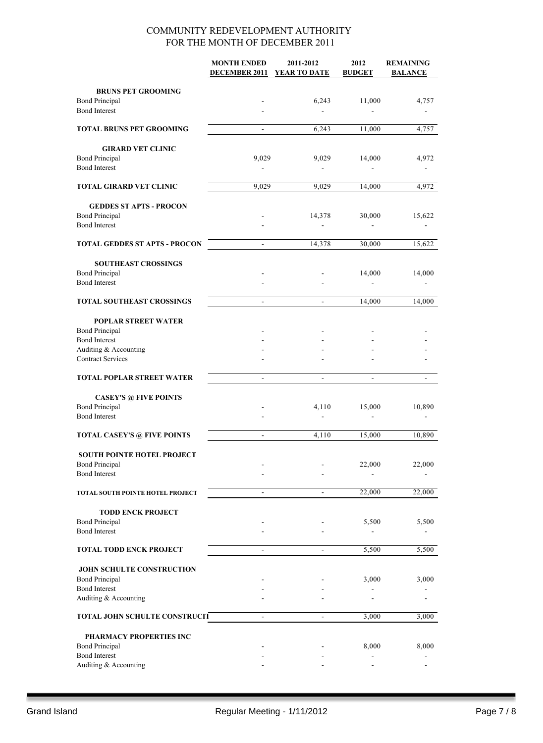COMMUNITY REDEVELOPMENT AUTHORITY
FOR THE MONTH OF DECEMBER 2011

| | MONTH ENDED DECEMBER 2011 | 2011-2012 YEAR TO DATE | 2012 BUDGET | REMAINING BALANCE |
|---|---|---|---|---|
| **BRUNS PET GROOMING** | | | | |
| Bond Principal | - | 6,243 | 11,000 | 4,757 |
| Bond Interest | - | - | - | - |
| **TOTAL BRUNS PET GROOMING** | - | 6,243 | 11,000 | 4,757 |
| **GIRARD VET CLINIC** | | | | |
| Bond Principal | 9,029 | 9,029 | 14,000 | 4,972 |
| Bond Interest | - | - | - | - |
| **TOTAL GIRARD VET CLINIC** | 9,029 | 9,029 | 14,000 | 4,972 |
| **GEDDES ST APTS - PROCON** | | | | |
| Bond Principal | - | 14,378 | 30,000 | 15,622 |
| Bond Interest | - | - | - | - |
| **TOTAL GEDDES ST APTS - PROCON** | - | 14,378 | 30,000 | 15,622 |
| **SOUTHEAST CROSSINGS** | | | | |
| Bond Principal | - | - | 14,000 | 14,000 |
| Bond Interest | - | - | - | - |
| **TOTAL SOUTHEAST CROSSINGS** | - | - | 14,000 | 14,000 |
| **POPLAR STREET WATER** | | | | |
| Bond Principal | - | - | - | - |
| Bond Interest | - | - | - | - |
| Auditing & Accounting | - | - | - | - |
| Contract Services | - | - | - | - |
| **TOTAL POPLAR STREET WATER** | - | - | - | - |
| **CASEY'S @ FIVE POINTS** | | | | |
| Bond Principal | - | 4,110 | 15,000 | 10,890 |
| Bond Interest | - | - | - | - |
| **TOTAL CASEY'S @ FIVE POINTS** | - | 4,110 | 15,000 | 10,890 |
| **SOUTH POINTE HOTEL PROJECT** | | | | |
| Bond Principal | - | - | 22,000 | 22,000 |
| Bond Interest | - | - | - | - |
| **TOTAL SOUTH POINTE HOTEL PROJECT** | - | - | 22,000 | 22,000 |
| **TODD ENCK PROJECT** | | | | |
| Bond Principal | - | - | 5,500 | 5,500 |
| Bond Interest | - | - | - | - |
| **TOTAL TODD ENCK PROJECT** | - | - | 5,500 | 5,500 |
| **JOHN SCHULTE CONSTRUCTION** | | | | |
| Bond Principal | - | - | 3,000 | 3,000 |
| Bond Interest | - | - | - | - |
| Auditing & Accounting | - | - | - | - |
| **TOTAL JOHN SCHULTE CONSTRUCTI** | - | - | 3,000 | 3,000 |
| **PHARMACY PROPERTIES INC** | | | | |
| Bond Principal | - | - | 8,000 | 8,000 |
| Bond Interest | - | - | - | - |
| Auditing & Accounting | - | - | - | - |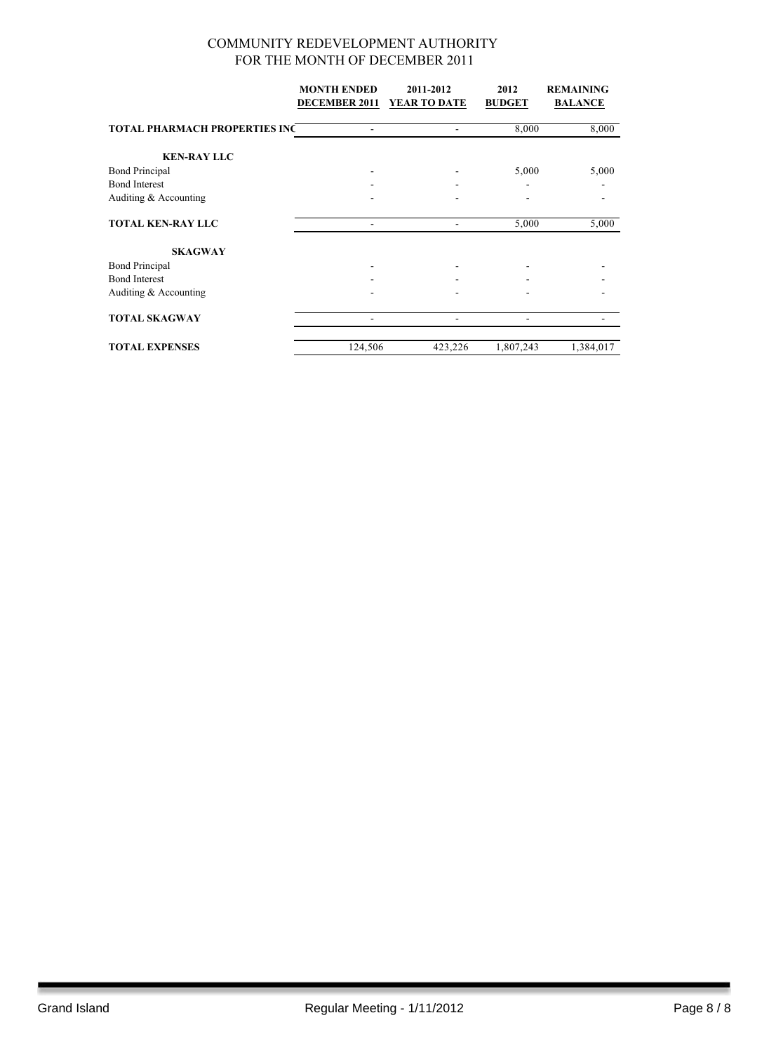COMMUNITY REDEVELOPMENT AUTHORITY
FOR THE MONTH OF DECEMBER 2011

| | MONTH ENDED DECEMBER 2011 | 2011-2012 YEAR TO DATE | 2012 BUDGET | REMAINING BALANCE |
|---|---|---|---|---|
| **TOTAL PHARMACH PROPERTIES INC** | - | - | 8,000 | 8,000 |
| **KEN-RAY LLC** | | | | |
| Bond Principal | - | - | 5,000 | 5,000 |
| Bond Interest | - | - | - | - |
| Auditing & Accounting | - | - | - | - |
| **TOTAL KEN-RAY LLC** | - | - | 5,000 | 5,000 |
| **SKAGWAY** | | | | |
| Bond Principal | - | - | - | - |
| Bond Interest | - | - | - | - |
| Auditing & Accounting | - | - | - | - |
| **TOTAL SKAGWAY** | - | - | - | - |
| **TOTAL EXPENSES** | 124,506 | 423,226 | 1,807,243 | 1,384,017 |